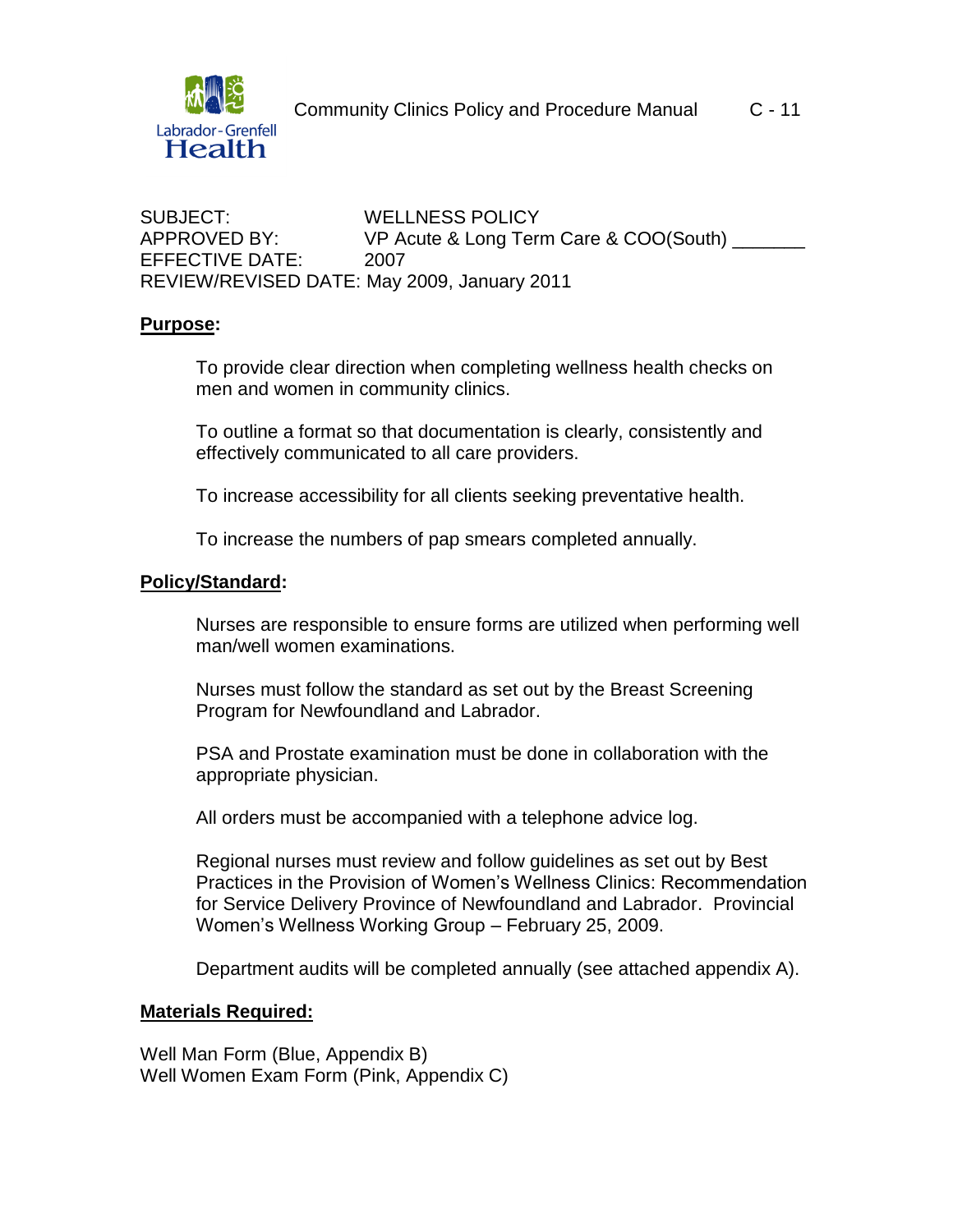Community Clinics Policy and Procedure Manual C - 11

SUBJECT: WELLNESS POLICY
APPROVED BY: VP Acute & Long Term Care & COO(South) _______
EFFECTIVE DATE: 2007
REVIEW/REVISED DATE: May 2009, January 2011

**Purpose:**

To provide clear direction when completing wellness health checks on men and women in community clinics.

To outline a format so that documentation is clearly, consistently and effectively communicated to all care providers.

To increase accessibility for all clients seeking preventative health.

To increase the numbers of pap smears completed annually.

**Policy/Standard:**

Nurses are responsible to ensure forms are utilized when performing well man/well women examinations.

Nurses must follow the standard as set out by the Breast Screening Program for Newfoundland and Labrador.

PSA and Prostate examination must be done in collaboration with the appropriate physician.

All orders must be accompanied with a telephone advice log.

Regional nurses must review and follow guidelines as set out by Best Practices in the Provision of Women's Wellness Clinics: Recommendation for Service Delivery Province of Newfoundland and Labrador. Provincial Women's Wellness Working Group – February 25, 2009.

Department audits will be completed annually (see attached appendix A).

**Materials Required:**

Well Man Form (Blue, Appendix B)
Well Women Exam Form (Pink, Appendix C)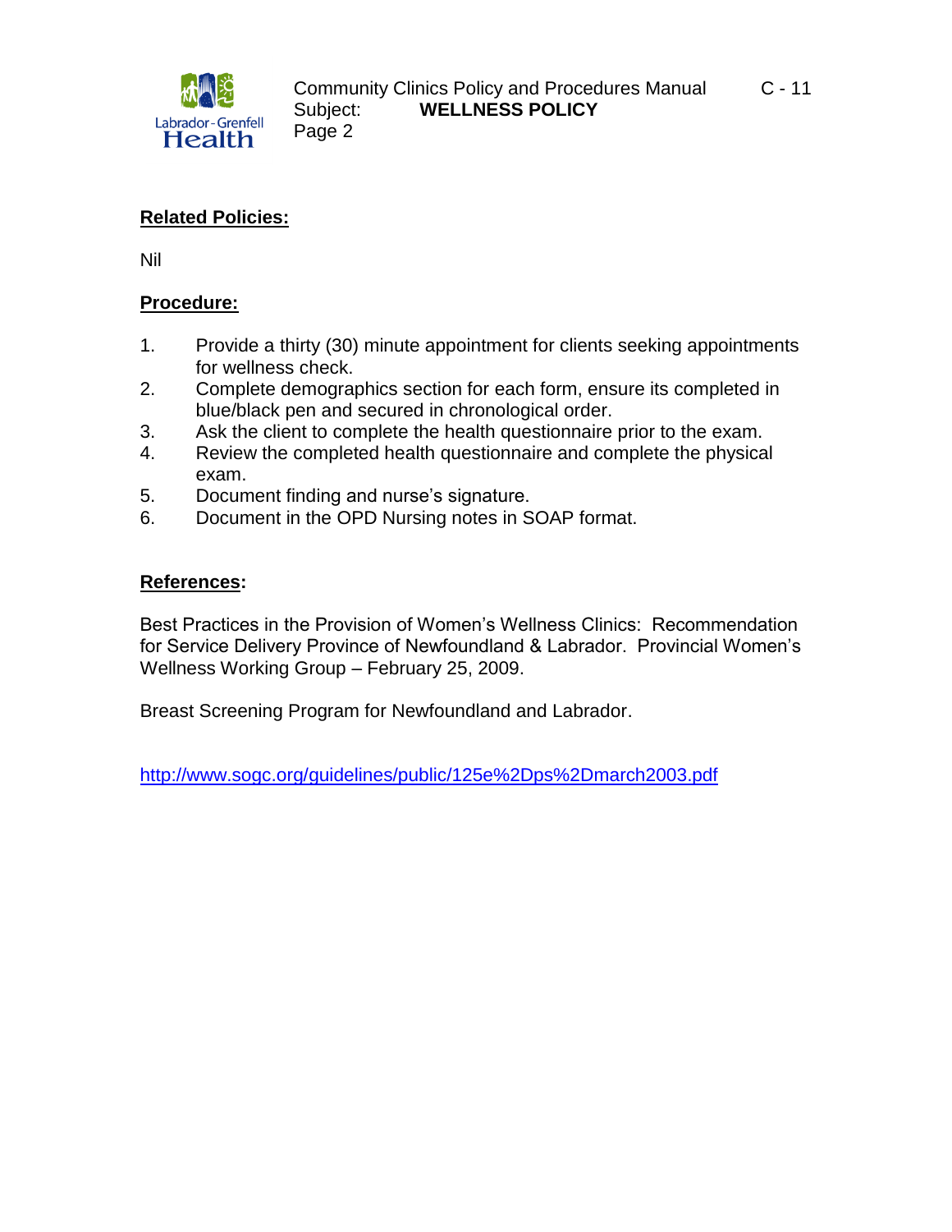## Related Policies:

Nil

## Procedure:

1. Provide a thirty (30) minute appointment for clients seeking appointments for wellness check.
2. Complete demographics section for each form, ensure its completed in blue/black pen and secured in chronological order.
3. Ask the client to complete the health questionnaire prior to the exam.
4. Review the completed health questionnaire and complete the physical exam.
5. Document finding and nurse's signature.
6. Document in the OPD Nursing notes in SOAP format.

## References:

Best Practices in the Provision of Women's Wellness Clinics: Recommendation for Service Delivery Province of Newfoundland & Labrador. Provincial Women's Wellness Working Group – February 25, 2009.

Breast Screening Program for Newfoundland and Labrador.

http://www.sogc.org/guidelines/public/125e%2Dps%2Dmarch2003.pdf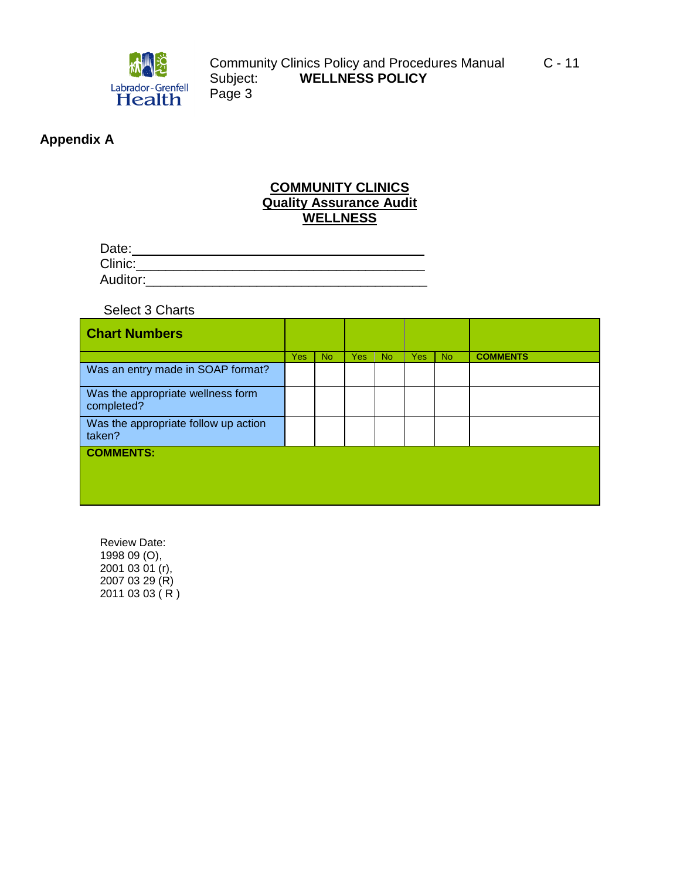## Appendix A

**COMMUNITY CLINICS**
**Quality Assurance Audit**
**WELLNESS**

Date:_______________________________________

Clinic:______________________________________

Auditor:_____________________________________

Select 3 Charts

| **Chart Numbers** | | | | | | | |
|---|---|---|---|---|---|---|---|
| | Yes | No | Yes | No | Yes | No | **COMMENTS** |
| Was an entry made in SOAP format? | | | | | | | |
| Was the appropriate wellness form completed? | | | | | | | |
| Was the appropriate follow up action taken? | | | | | | | |
| **COMMENTS:** | | | | | | | |

Review Date:
1998 09 (O),
2001 03 01 (r),
2007 03 29 (R)
2011 03 03 ( R )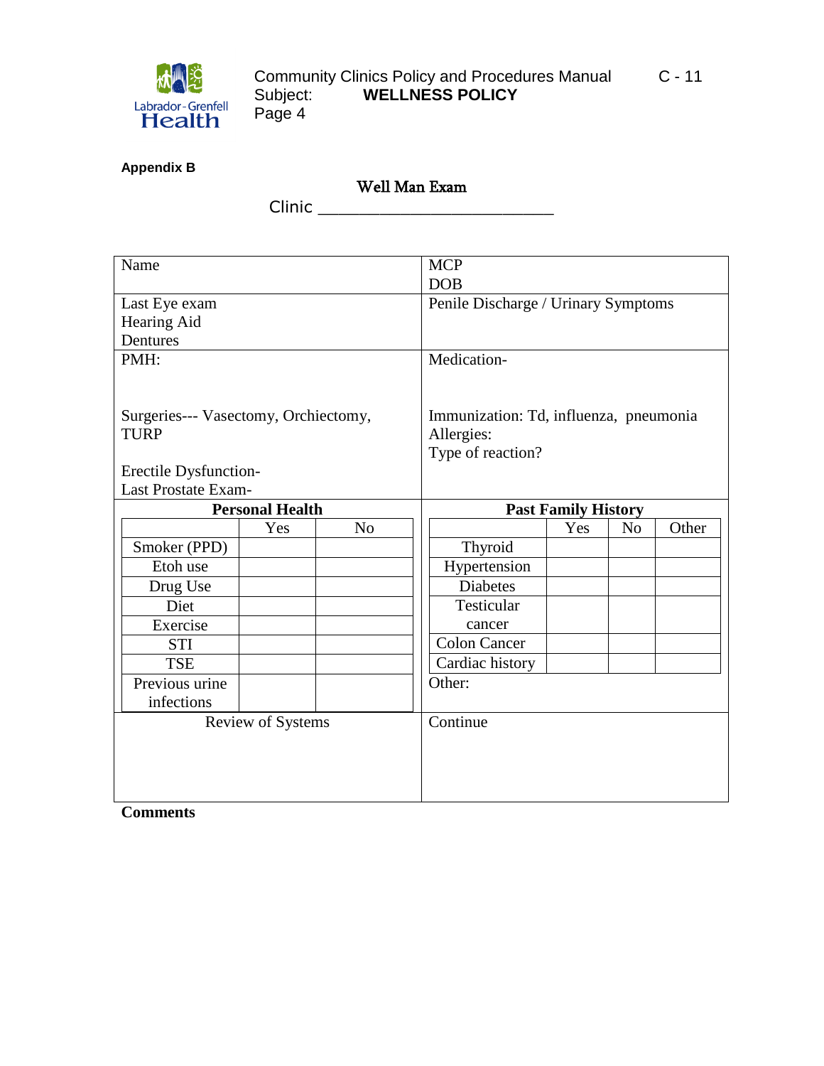**Appendix B**

## Well Man Exam

Clinic ___________________________

| | |
|---|---|
| Name | MCP<br>DOB |
| Last Eye exam<br>Hearing Aid<br>Dentures | Penile Discharge / Urinary Symptoms |
| PMH:<br><br>Surgeries--- Vasectomy, Orchiectomy, TURP<br><br>Erectile Dysfunction-<br>Last Prostate Exam- | Medication-<br><br>Immunization: Td, influenza, pneumonia<br>Allergies:<br>Type of reaction? |

**Personal Health**

| | Yes | No |
|---|---|---|
| Smoker (PPD) | | |
| Etoh use | | |
| Drug Use | | |
| Diet | | |
| Exercise | | |
| STI | | |
| TSE | | |
| Previous urine infections | | |

**Past Family History**

| | Yes | No | Other |
|---|---|---|---|
| Thyroid | | | |
| Hypertension | | | |
| Diabetes | | | |
| Testicular cancer | | | |
| Colon Cancer | | | |
| Cardiac history | | | |

Other:

| | |
|---|---|
| Review of Systems | Continue |

**Comments**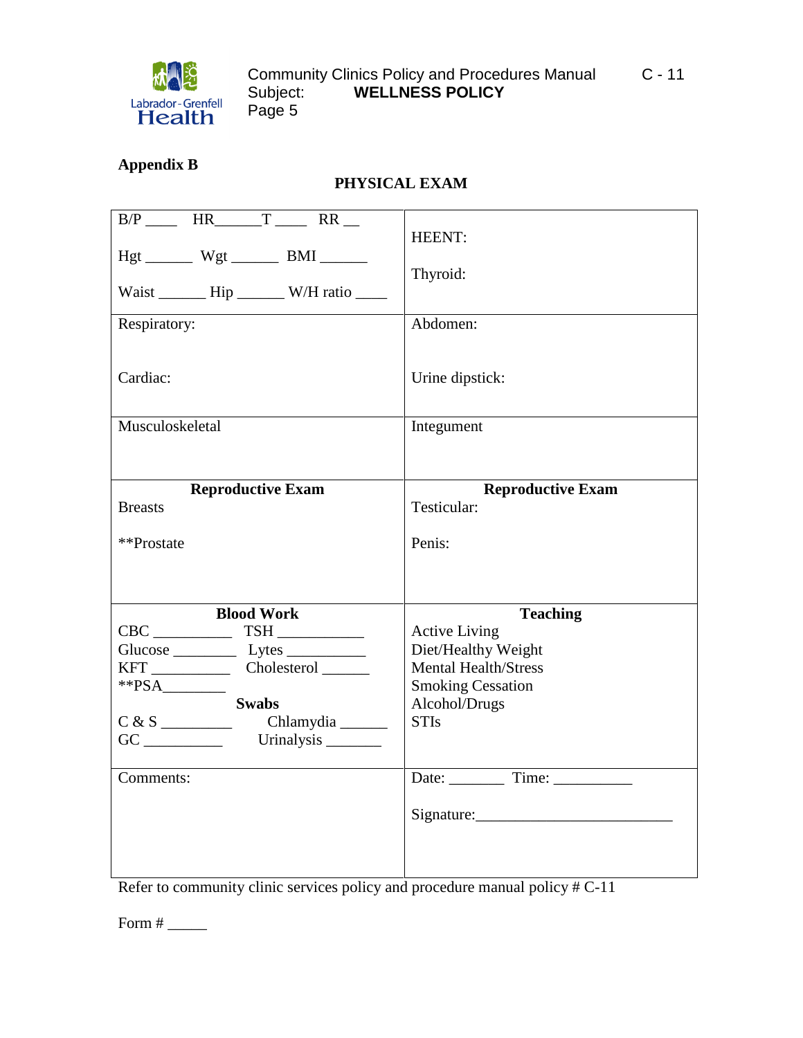**Appendix B**

**PHYSICAL EXAM**

| | |
|---|---|
| B/P ____ HR______T ____ RR __<br><br>Hgt ______ Wgt ______ BMI ______<br><br>Waist ______ Hip ______ W/H ratio ____ | HEENT:<br><br>Thyroid: |
| Respiratory:<br><br>Cardiac: | Abdomen:<br><br>Urine dipstick: |
| Musculoskeletal | Integument |
| **Reproductive Exam**<br>Breasts<br><br>**Prostate | **Reproductive Exam**<br>Testicular:<br><br>Penis: |
| **Blood Work**<br>CBC __________ TSH ___________<br>Glucose ________ Lytes __________<br>KFT __________ Cholesterol ______<br>**PSA________<br>**Swabs**<br>C & S _________ Chlamydia ______<br>GC __________ Urinalysis _______ | **Teaching**<br>Active Living<br>Diet/Healthy Weight<br>Mental Health/Stress<br>Smoking Cessation<br>Alcohol/Drugs<br>STIs |
| Comments: | Date: _______ Time: __________<br><br>Signature:________________________ |

Refer to community clinic services policy and procedure manual policy # C-11

Form # _____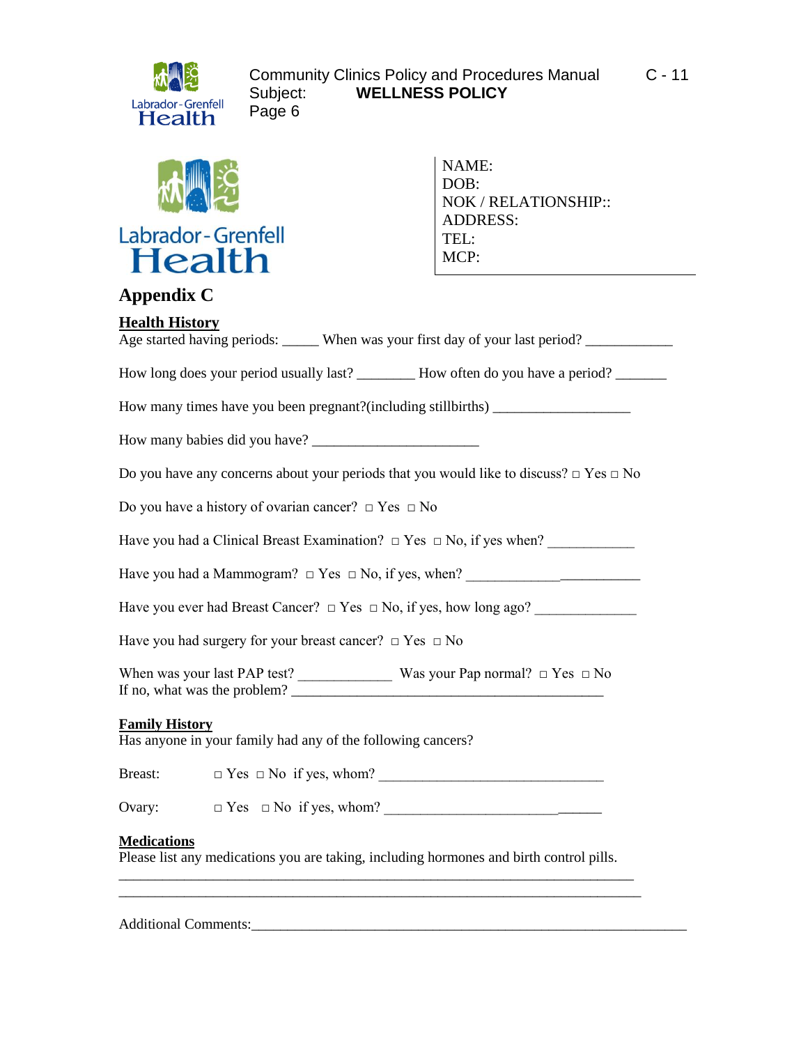NAME:
DOB:
NOK / RELATIONSHIP::
ADDRESS:
TEL:
MCP:

# Appendix C

## Health History

Age started having periods: _____ When was your first day of your last period? ____________

How long does your period usually last? ________ How often do you have a period? _______

How many times have you been pregnant?(including stillbirths) ___________________

How many babies did you have? _______________________

Do you have any concerns about your periods that you would like to discuss? □ Yes □ No

Do you have a history of ovarian cancer? □ Yes □ No

Have you had a Clinical Breast Examination? □ Yes □ No, if yes when? ____________

Have you had a Mammogram? □ Yes □ No, if yes, when? ________________________

Have you ever had Breast Cancer? □ Yes □ No, if yes, how long ago? ______________

Have you had surgery for your breast cancer? □ Yes □ No

When was your last PAP test? _____________ Was your Pap normal? □ Yes □ No
If no, what was the problem? ___________________________________________

## Family History

Has anyone in your family had any of the following cancers?

Breast: □ Yes □ No if yes, whom? _______________________________

Ovary: □ Yes □ No if yes, whom? _____________________________

## Medications

Please list any medications you are taking, including hormones and birth control pills.

___________________________________________________________________________
___________________________________________________________________________

Additional Comments:_______________________________________________________________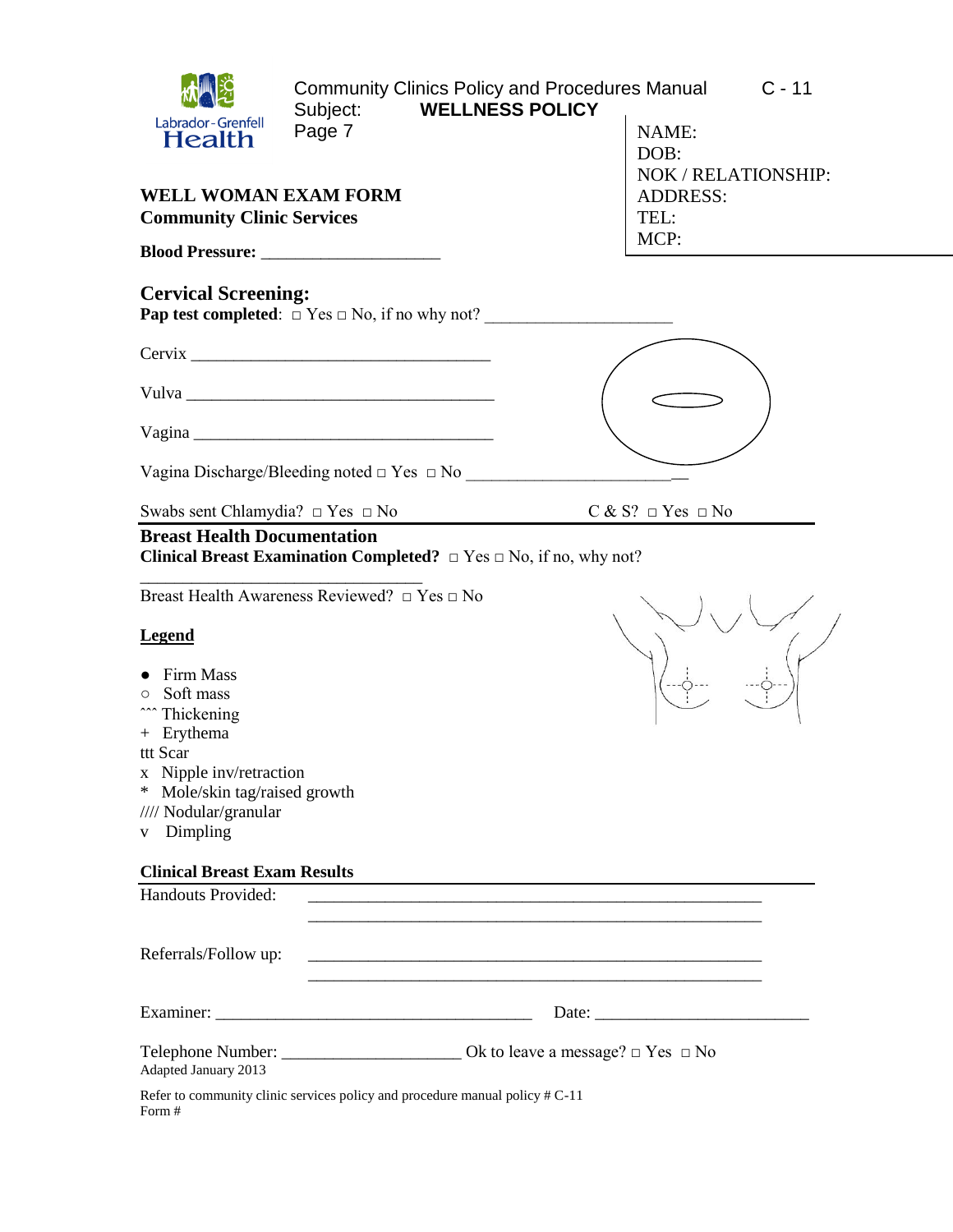Community Clinics Policy and Procedures Manual C - 11
Subject: **WELLNESS POLICY**
Page 7

NAME:
DOB:
NOK / RELATIONSHIP:
ADDRESS:
TEL:
MCP:

**WELL WOMAN EXAM FORM**
**Community Clinic Services**

**Blood Pressure:** ____________________

## Cervical Screening:

**Pap test completed**: □ Yes □ No, if no why not? ______________________

Cervix ____________________________________

Vulva ____________________________________

Vagina ____________________________________

Vagina Discharge/Bleeding noted □ Yes □ No ________________________

Swabs sent Chlamydia? □ Yes □ No C & S? □ Yes □ No

**Breast Health Documentation**

**Clinical Breast Examination Completed?** □ Yes □ No, if no, why not?

________________________________

Breast Health Awareness Reviewed? □ Yes □ No

**Legend**

- ● Firm Mass
- ○ Soft mass
- ^^^ Thickening
- + Erythema
- ttt Scar
- x Nipple inv/retraction
- * Mole/skin tag/raised growth
- //// Nodular/granular
- v Dimpling

**Clinical Breast Exam Results**

Handouts Provided: ______________________________________________________
______________________________________________________

Referrals/Follow up: ______________________________________________________
______________________________________________________

Examiner: ____________________________________ Date: ________________________

Telephone Number: ____________________ Ok to leave a message? □ Yes □ No

Adapted January 2013

Refer to community clinic services policy and procedure manual policy # C-11
Form #